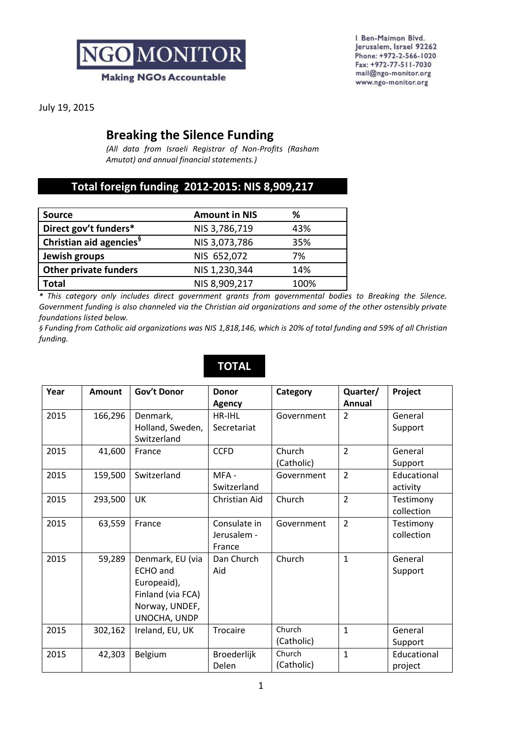NGO MONITOR

Making NGOs Accountable

I Ben-Maimon Blvd.
Jerusalem, Israel 92262
Phone: +972-2-566-1020
Fax: +972-77-511-7030
mail@ngo-monitor.org
www.ngo-monitor.org

July 19, 2015

# Breaking the Silence Funding

*(All data from Israeli Registrar of Non-Profits (Rasham Amutot) and annual financial statements.)*

## Total foreign funding 2012-2015: NIS 8,909,217

| Source | Amount in NIS | % |
|---|---|---|
| **Direct gov't funders*** | NIS 3,786,719 | 43% |
| **Christian aid agencies§** | NIS 3,073,786 | 35% |
| **Jewish groups** | NIS 652,072 | 7% |
| **Other private funders** | NIS 1,230,344 | 14% |
| **Total** | NIS 8,909,217 | 100% |

*\* This category only includes direct government grants from governmental bodies to Breaking the Silence. Government funding is also channeled via the Christian aid organizations and some of the other ostensibly private foundations listed below.*

*§ Funding from Catholic aid organizations was NIS 1,818,146, which is 20% of total funding and 59% of all Christian funding.*

## TOTAL

| Year | Amount | Gov't Donor | Donor Agency | Category | Quarter/ Annual | Project |
|---|---|---|---|---|---|---|
| 2015 | 166,296 | Denmark, Holland, Sweden, Switzerland | HR-IHL Secretariat | Government | 2 | General Support |
| 2015 | 41,600 | France | CCFD | Church (Catholic) | 2 | General Support |
| 2015 | 159,500 | Switzerland | MFA - Switzerland | Government | 2 | Educational activity |
| 2015 | 293,500 | UK | Christian Aid | Church | 2 | Testimony collection |
| 2015 | 63,559 | France | Consulate in Jerusalem - France | Government | 2 | Testimony collection |
| 2015 | 59,289 | Denmark, EU (via ECHO and Europeaid), Finland (via FCA) Norway, UNDEF, UNOCHA, UNDP | Dan Church Aid | Church | 1 | General Support |
| 2015 | 302,162 | Ireland, EU, UK | Trocaire | Church (Catholic) | 1 | General Support |
| 2015 | 42,303 | Belgium | Broederlijk Delen | Church (Catholic) | 1 | Educational project |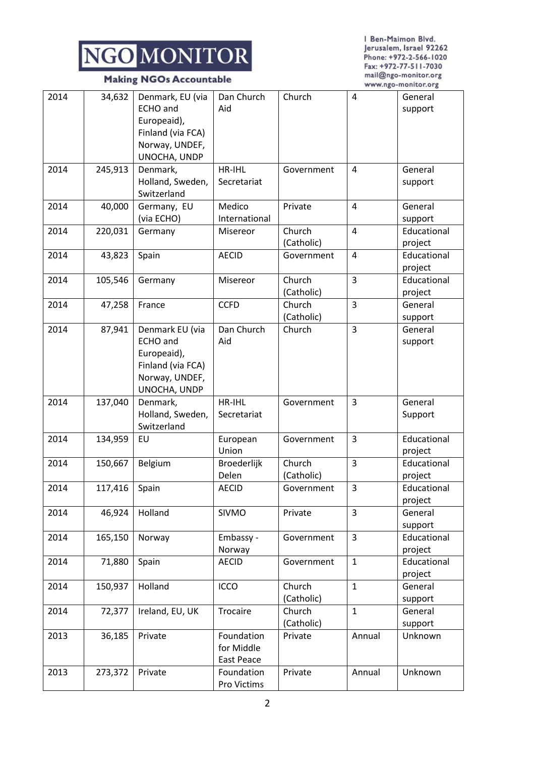| 2014 | 34,632 | Denmark, EU (via ECHO and Europeaid), Finland (via FCA) Norway, UNDEF, UNOCHA, UNDP | Dan Church Aid | Church | 4 | General support |
|---|---|---|---|---|---|---|
| 2014 | 245,913 | Denmark, Holland, Sweden, Switzerland | HR-IHL Secretariat | Government | 4 | General support |
| 2014 | 40,000 | Germany, EU (via ECHO) | Medico International | Private | 4 | General support |
| 2014 | 220,031 | Germany | Misereor | Church (Catholic) | 4 | Educational project |
| 2014 | 43,823 | Spain | AECID | Government | 4 | Educational project |
| 2014 | 105,546 | Germany | Misereor | Church (Catholic) | 3 | Educational project |
| 2014 | 47,258 | France | CCFD | Church (Catholic) | 3 | General support |
| 2014 | 87,941 | Denmark EU (via ECHO and Europeaid), Finland (via FCA) Norway, UNDEF, UNOCHA, UNDP | Dan Church Aid | Church | 3 | General support |
| 2014 | 137,040 | Denmark, Holland, Sweden, Switzerland | HR-IHL Secretariat | Government | 3 | General Support |
| 2014 | 134,959 | EU | European Union | Government | 3 | Educational project |
| 2014 | 150,667 | Belgium | Broederlijk Delen | Church (Catholic) | 3 | Educational project |
| 2014 | 117,416 | Spain | AECID | Government | 3 | Educational project |
| 2014 | 46,924 | Holland | SIVMO | Private | 3 | General support |
| 2014 | 165,150 | Norway | Embassy - Norway | Government | 3 | Educational project |
| 2014 | 71,880 | Spain | AECID | Government | 1 | Educational project |
| 2014 | 150,937 | Holland | ICCO | Church (Catholic) | 1 | General support |
| 2014 | 72,377 | Ireland, EU, UK | Trocaire | Church (Catholic) | 1 | General support |
| 2013 | 36,185 | Private | Foundation for Middle East Peace | Private | Annual | Unknown |
| 2013 | 273,372 | Private | Foundation Pro Victims | Private | Annual | Unknown |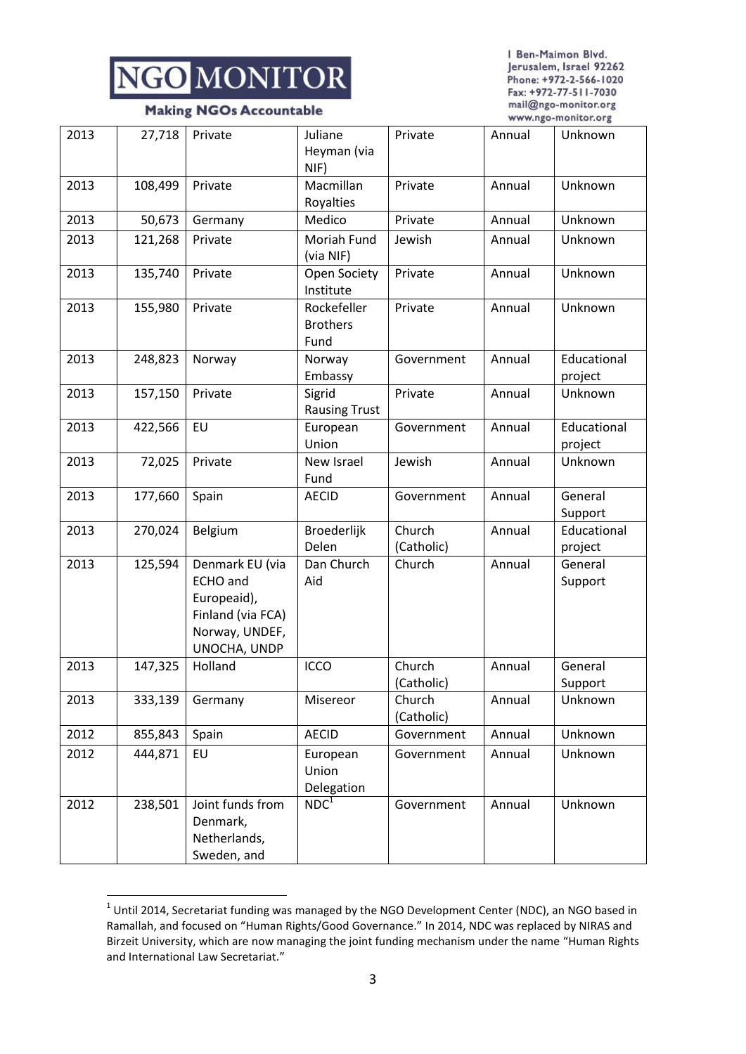| | | | | | | |
|---|---|---|---|---|---|---|
| 2013 | 27,718 | Private | Juliane Heyman (via NIF) | Private | Annual | Unknown |
| 2013 | 108,499 | Private | Macmillan Royalties | Private | Annual | Unknown |
| 2013 | 50,673 | Germany | Medico | Private | Annual | Unknown |
| 2013 | 121,268 | Private | Moriah Fund (via NIF) | Jewish | Annual | Unknown |
| 2013 | 135,740 | Private | Open Society Institute | Private | Annual | Unknown |
| 2013 | 155,980 | Private | Rockefeller Brothers Fund | Private | Annual | Unknown |
| 2013 | 248,823 | Norway | Norway Embassy | Government | Annual | Educational project |
| 2013 | 157,150 | Private | Sigrid Rausing Trust | Private | Annual | Unknown |
| 2013 | 422,566 | EU | European Union | Government | Annual | Educational project |
| 2013 | 72,025 | Private | New Israel Fund | Jewish | Annual | Unknown |
| 2013 | 177,660 | Spain | AECID | Government | Annual | General Support |
| 2013 | 270,024 | Belgium | Broederlijk Delen | Church (Catholic) | Annual | Educational project |
| 2013 | 125,594 | Denmark EU (via ECHO and Europeaid), Finland (via FCA) Norway, UNDEF, UNOCHA, UNDP | Dan Church Aid | Church | Annual | General Support |
| 2013 | 147,325 | Holland | ICCO | Church (Catholic) | Annual | General Support |
| 2013 | 333,139 | Germany | Misereor | Church (Catholic) | Annual | Unknown |
| 2012 | 855,843 | Spain | AECID | Government | Annual | Unknown |
| 2012 | 444,871 | EU | European Union Delegation | Government | Annual | Unknown |
| 2012 | 238,501 | Joint funds from Denmark, Netherlands, Sweden, and | NDC[1] | Government | Annual | Unknown |

[1] Until 2014, Secretariat funding was managed by the NGO Development Center (NDC), an NGO based in Ramallah, and focused on "Human Rights/Good Governance." In 2014, NDC was replaced by NIRAS and Birzeit University, which are now managing the joint funding mechanism under the name "Human Rights and International Law Secretariat."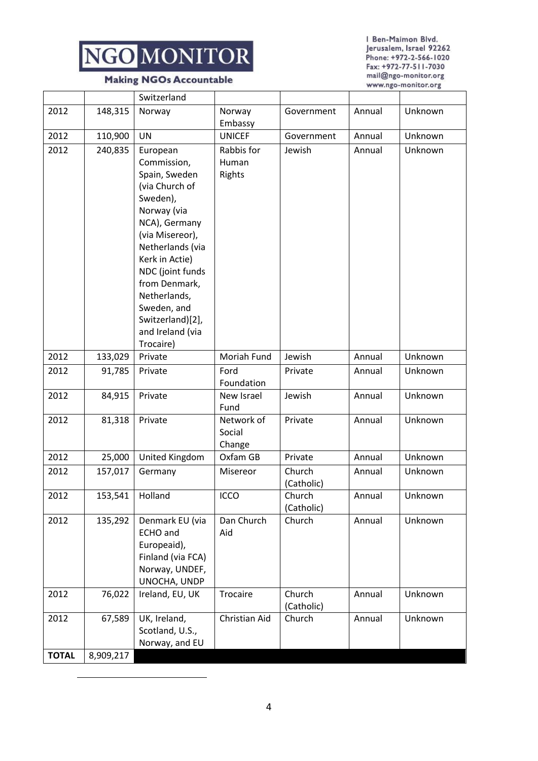| | | Switzerland | | | | |
|---|---|---|---|---|---|---|
| 2012 | 148,315 | Norway | Norway Embassy | Government | Annual | Unknown |
| 2012 | 110,900 | UN | UNICEF | Government | Annual | Unknown |
| 2012 | 240,835 | European Commission, Spain, Sweden (via Church of Sweden), Norway (via NCA), Germany (via Misereor), Netherlands (via Kerk in Actie) NDC (joint funds from Denmark, Netherlands, Sweden, and Switzerland)[2], and Ireland (via Trocaire) | Rabbis for Human Rights | Jewish | Annual | Unknown |
| 2012 | 133,029 | Private | Moriah Fund | Jewish | Annual | Unknown |
| 2012 | 91,785 | Private | Ford Foundation | Private | Annual | Unknown |
| 2012 | 84,915 | Private | New Israel Fund | Jewish | Annual | Unknown |
| 2012 | 81,318 | Private | Network of Social Change | Private | Annual | Unknown |
| 2012 | 25,000 | United Kingdom | Oxfam GB | Private | Annual | Unknown |
| 2012 | 157,017 | Germany | Misereor | Church (Catholic) | Annual | Unknown |
| 2012 | 153,541 | Holland | ICCO | Church (Catholic) | Annual | Unknown |
| 2012 | 135,292 | Denmark EU (via ECHO and Europeaid), Finland (via FCA) Norway, UNDEF, UNOCHA, UNDP | Dan Church Aid | Church | Annual | Unknown |
| 2012 | 76,022 | Ireland, EU, UK | Trocaire | Church (Catholic) | Annual | Unknown |
| 2012 | 67,589 | UK, Ireland, Scotland, U.S., Norway, and EU | Christian Aid | Church | Annual | Unknown |
| **TOTAL** | 8,909,217 | | | | | |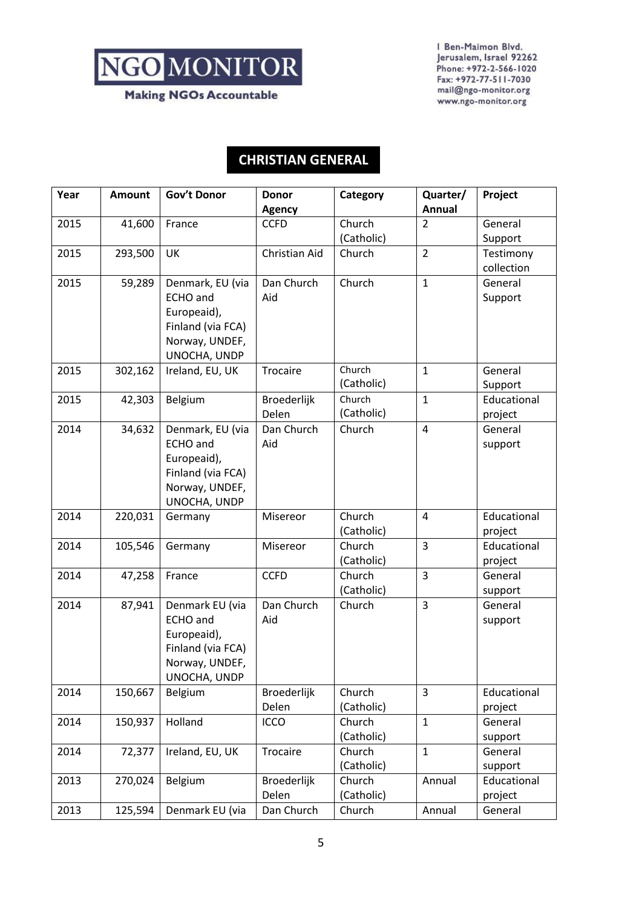## CHRISTIAN GENERAL

| Year | Amount | Gov't Donor | Donor Agency | Category | Quarter/ Annual | Project |
|---|---|---|---|---|---|---|
| 2015 | 41,600 | France | CCFD | Church (Catholic) | 2 | General Support |
| 2015 | 293,500 | UK | Christian Aid | Church | 2 | Testimony collection |
| 2015 | 59,289 | Denmark, EU (via ECHO and Europeaid), Finland (via FCA) Norway, UNDEF, UNOCHA, UNDP | Dan Church Aid | Church | 1 | General Support |
| 2015 | 302,162 | Ireland, EU, UK | Trocaire | Church (Catholic) | 1 | General Support |
| 2015 | 42,303 | Belgium | Broederlijk Delen | Church (Catholic) | 1 | Educational project |
| 2014 | 34,632 | Denmark, EU (via ECHO and Europeaid), Finland (via FCA) Norway, UNDEF, UNOCHA, UNDP | Dan Church Aid | Church | 4 | General support |
| 2014 | 220,031 | Germany | Misereor | Church (Catholic) | 4 | Educational project |
| 2014 | 105,546 | Germany | Misereor | Church (Catholic) | 3 | Educational project |
| 2014 | 47,258 | France | CCFD | Church (Catholic) | 3 | General support |
| 2014 | 87,941 | Denmark EU (via ECHO and Europeaid), Finland (via FCA) Norway, UNDEF, UNOCHA, UNDP | Dan Church Aid | Church | 3 | General support |
| 2014 | 150,667 | Belgium | Broederlijk Delen | Church (Catholic) | 3 | Educational project |
| 2014 | 150,937 | Holland | ICCO | Church (Catholic) | 1 | General support |
| 2014 | 72,377 | Ireland, EU, UK | Trocaire | Church (Catholic) | 1 | General support |
| 2013 | 270,024 | Belgium | Broederlijk Delen | Church (Catholic) | Annual | Educational project |
| 2013 | 125,594 | Denmark EU (via | Dan Church | Church | Annual | General |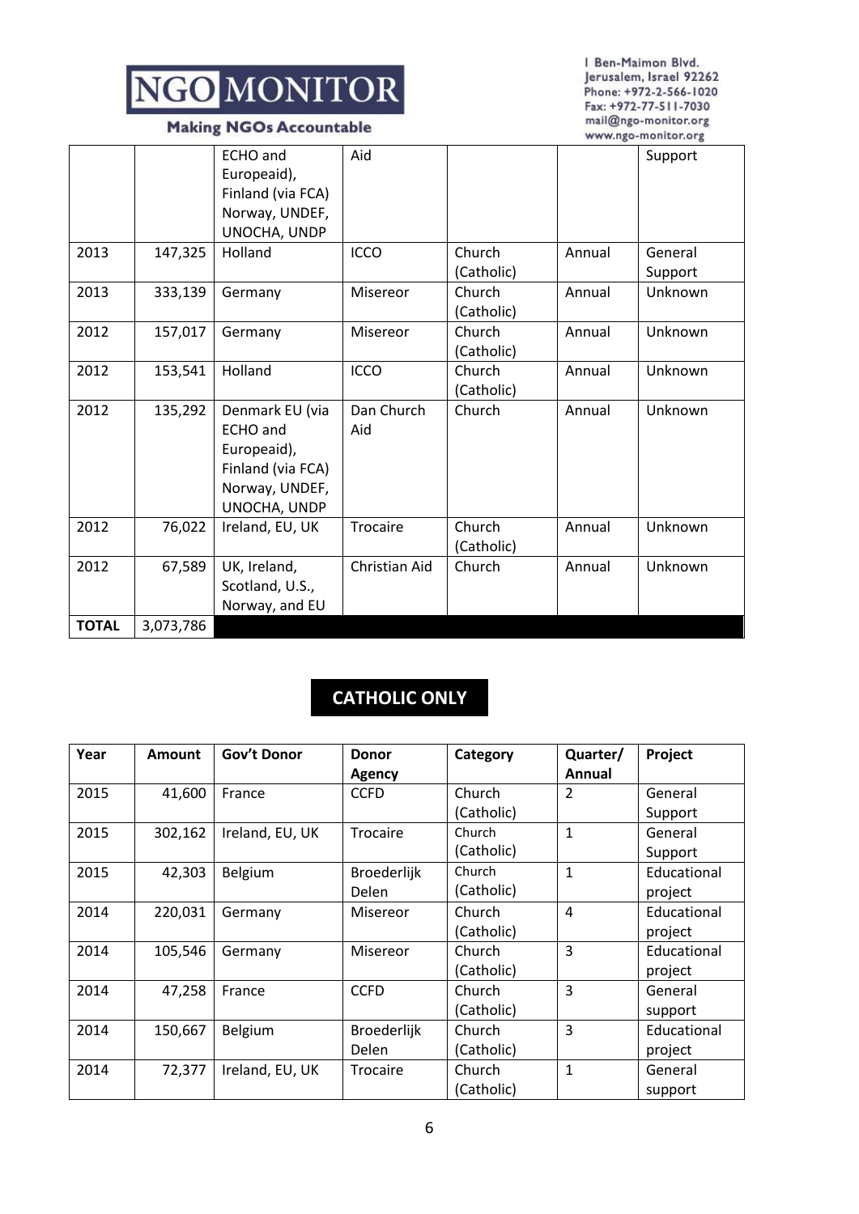| | | ECHO and Europeaid), Finland (via FCA) Norway, UNDEF, UNOCHA, UNDP | Aid | | | Support |
|---|---|---|---|---|---|---|
| 2013 | 147,325 | Holland | ICCO | Church (Catholic) | Annual | General Support |
| 2013 | 333,139 | Germany | Misereor | Church (Catholic) | Annual | Unknown |
| 2012 | 157,017 | Germany | Misereor | Church (Catholic) | Annual | Unknown |
| 2012 | 153,541 | Holland | ICCO | Church (Catholic) | Annual | Unknown |
| 2012 | 135,292 | Denmark EU (via ECHO and Europeaid), Finland (via FCA) Norway, UNDEF, UNOCHA, UNDP | Dan Church Aid | Church | Annual | Unknown |
| 2012 | 76,022 | Ireland, EU, UK | Trocaire | Church (Catholic) | Annual | Unknown |
| 2012 | 67,589 | UK, Ireland, Scotland, U.S., Norway, and EU | Christian Aid | Church | Annual | Unknown |
| **TOTAL** | 3,073,786 | | | | | |

## CATHOLIC ONLY

| Year | Amount | Gov't Donor | Donor Agency | Category | Quarter/ Annual | Project |
|---|---|---|---|---|---|---|
| 2015 | 41,600 | France | CCFD | Church (Catholic) | 2 | General Support |
| 2015 | 302,162 | Ireland, EU, UK | Trocaire | Church (Catholic) | 1 | General Support |
| 2015 | 42,303 | Belgium | Broederlijk Delen | Church (Catholic) | 1 | Educational project |
| 2014 | 220,031 | Germany | Misereor | Church (Catholic) | 4 | Educational project |
| 2014 | 105,546 | Germany | Misereor | Church (Catholic) | 3 | Educational project |
| 2014 | 47,258 | France | CCFD | Church (Catholic) | 3 | General support |
| 2014 | 150,667 | Belgium | Broederlijk Delen | Church (Catholic) | 3 | Educational project |
| 2014 | 72,377 | Ireland, EU, UK | Trocaire | Church (Catholic) | 1 | General support |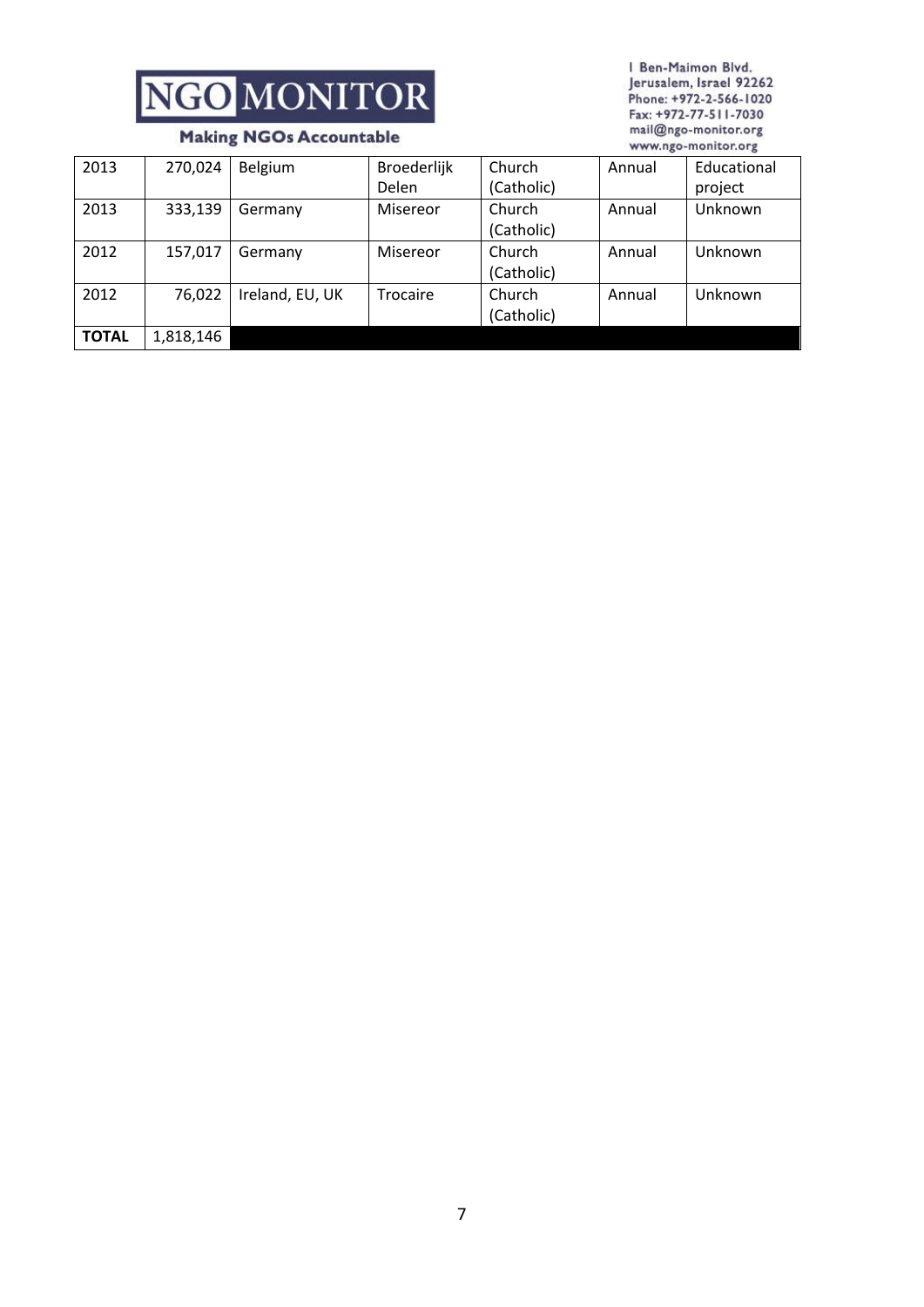| | | | | | | |
|---|---|---|---|---|---|---|
| 2013 | 270,024 | Belgium | Broederlijk Delen | Church (Catholic) | Annual | Educational project |
| 2013 | 333,139 | Germany | Misereor | Church (Catholic) | Annual | Unknown |
| 2012 | 157,017 | Germany | Misereor | Church (Catholic) | Annual | Unknown |
| 2012 | 76,022 | Ireland, EU, UK | Trocaire | Church (Catholic) | Annual | Unknown |
| **TOTAL** | 1,818,146 | | | | | |